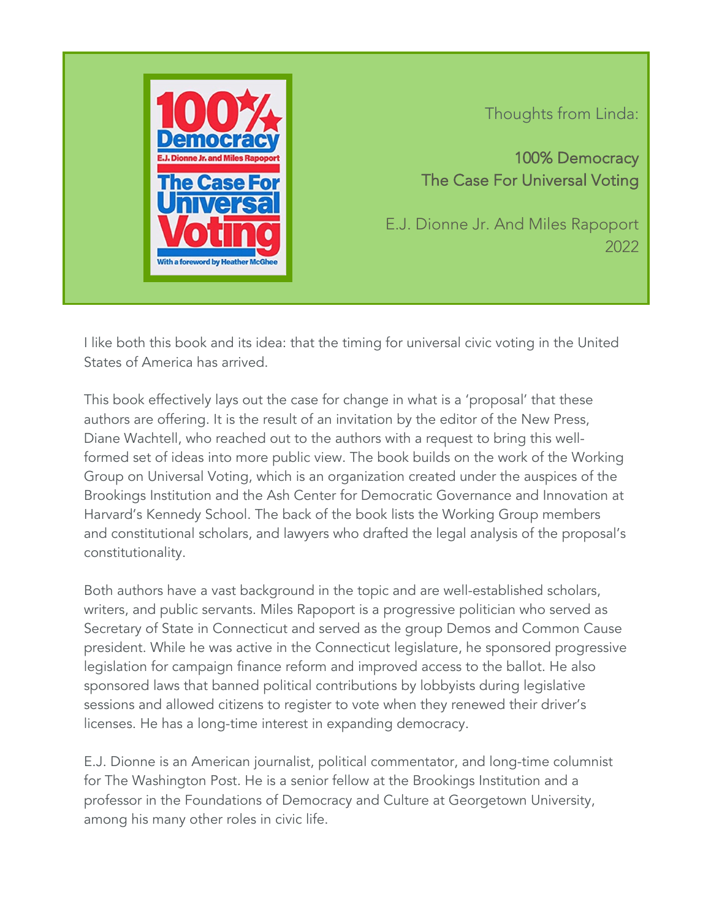Thoughts from Linda:

**100% Democracy**
**The Case For Universal Voting**

E.J. Dionne Jr. And Miles Rapoport
2022

I like both this book and its idea: that the timing for universal civic voting in the United States of America has arrived.

This book effectively lays out the case for change in what is a 'proposal' that these authors are offering. It is the result of an invitation by the editor of the New Press, Diane Wachtell, who reached out to the authors with a request to bring this well-formed set of ideas into more public view. The book builds on the work of the Working Group on Universal Voting, which is an organization created under the auspices of the Brookings Institution and the Ash Center for Democratic Governance and Innovation at Harvard's Kennedy School. The back of the book lists the Working Group members and constitutional scholars, and lawyers who drafted the legal analysis of the proposal's constitutionality.

Both authors have a vast background in the topic and are well-established scholars, writers, and public servants. Miles Rapoport is a progressive politician who served as Secretary of State in Connecticut and served as the group Demos and Common Cause president. While he was active in the Connecticut legislature, he sponsored progressive legislation for campaign finance reform and improved access to the ballot. He also sponsored laws that banned political contributions by lobbyists during legislative sessions and allowed citizens to register to vote when they renewed their driver's licenses. He has a long-time interest in expanding democracy.

E.J. Dionne is an American journalist, political commentator, and long-time columnist for The Washington Post. He is a senior fellow at the Brookings Institution and a professor in the Foundations of Democracy and Culture at Georgetown University, among his many other roles in civic life.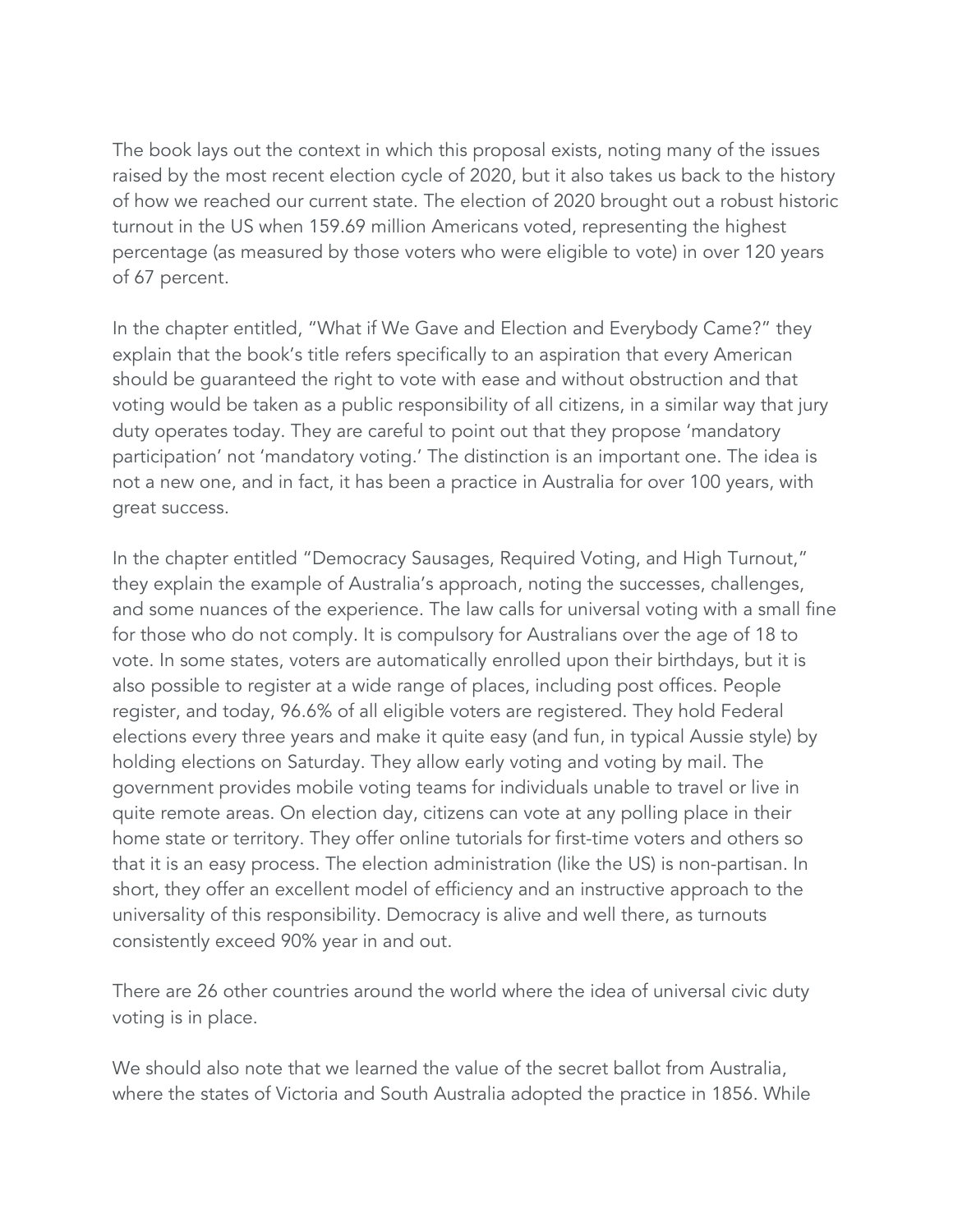The book lays out the context in which this proposal exists, noting many of the issues raised by the most recent election cycle of 2020, but it also takes us back to the history of how we reached our current state. The election of 2020 brought out a robust historic turnout in the US when 159.69 million Americans voted, representing the highest percentage (as measured by those voters who were eligible to vote) in over 120 years of 67 percent.

In the chapter entitled, "What if We Gave and Election and Everybody Came?" they explain that the book's title refers specifically to an aspiration that every American should be guaranteed the right to vote with ease and without obstruction and that voting would be taken as a public responsibility of all citizens, in a similar way that jury duty operates today. They are careful to point out that they propose 'mandatory participation' not 'mandatory voting.' The distinction is an important one. The idea is not a new one, and in fact, it has been a practice in Australia for over 100 years, with great success.

In the chapter entitled "Democracy Sausages, Required Voting, and High Turnout," they explain the example of Australia's approach, noting the successes, challenges, and some nuances of the experience. The law calls for universal voting with a small fine for those who do not comply. It is compulsory for Australians over the age of 18 to vote. In some states, voters are automatically enrolled upon their birthdays, but it is also possible to register at a wide range of places, including post offices. People register, and today, 96.6% of all eligible voters are registered. They hold Federal elections every three years and make it quite easy (and fun, in typical Aussie style) by holding elections on Saturday. They allow early voting and voting by mail. The government provides mobile voting teams for individuals unable to travel or live in quite remote areas. On election day, citizens can vote at any polling place in their home state or territory. They offer online tutorials for first-time voters and others so that it is an easy process. The election administration (like the US) is non-partisan. In short, they offer an excellent model of efficiency and an instructive approach to the universality of this responsibility. Democracy is alive and well there, as turnouts consistently exceed 90% year in and out.

There are 26 other countries around the world where the idea of universal civic duty voting is in place.

We should also note that we learned the value of the secret ballot from Australia, where the states of Victoria and South Australia adopted the practice in 1856. While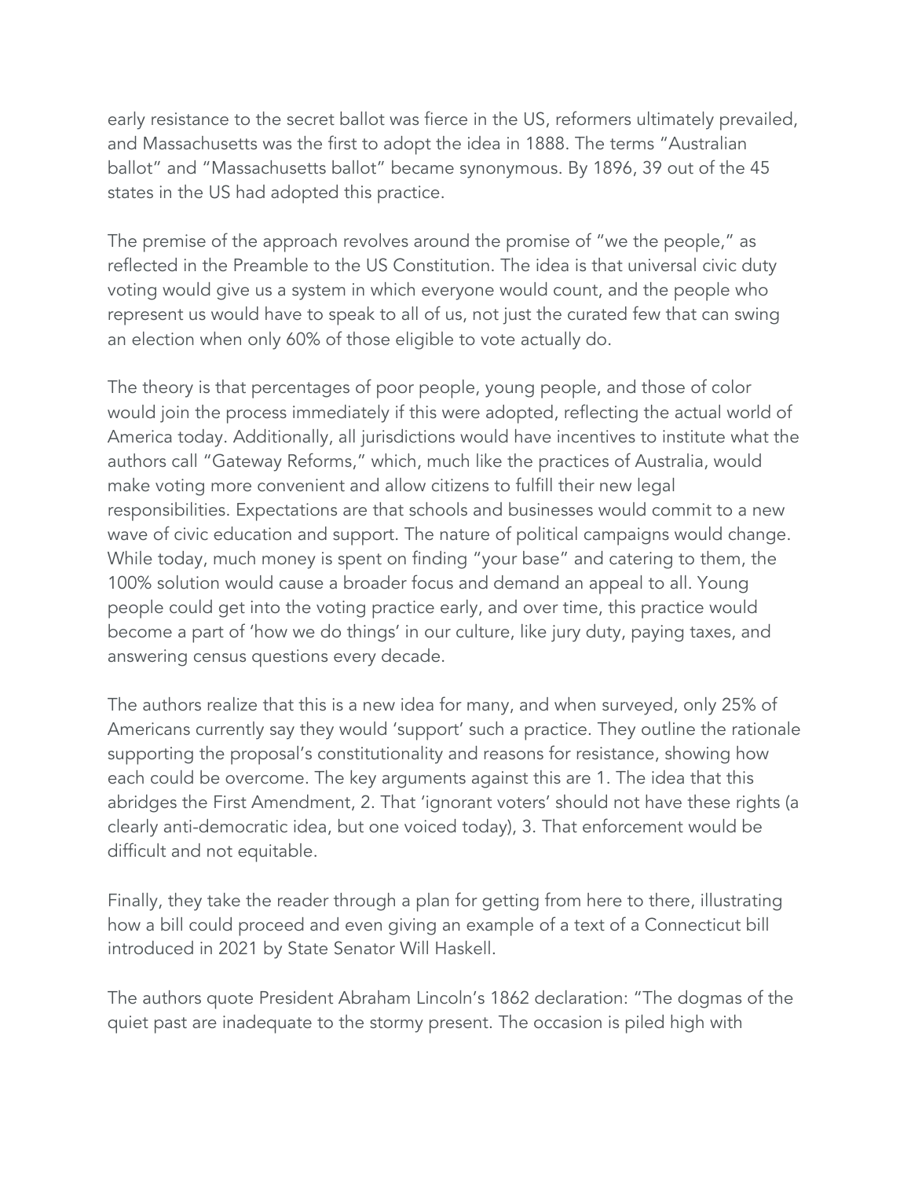early resistance to the secret ballot was fierce in the US, reformers ultimately prevailed, and Massachusetts was the first to adopt the idea in 1888. The terms "Australian ballot" and "Massachusetts ballot" became synonymous. By 1896, 39 out of the 45 states in the US had adopted this practice.

The premise of the approach revolves around the promise of "we the people," as reflected in the Preamble to the US Constitution. The idea is that universal civic duty voting would give us a system in which everyone would count, and the people who represent us would have to speak to all of us, not just the curated few that can swing an election when only 60% of those eligible to vote actually do.

The theory is that percentages of poor people, young people, and those of color would join the process immediately if this were adopted, reflecting the actual world of America today. Additionally, all jurisdictions would have incentives to institute what the authors call "Gateway Reforms," which, much like the practices of Australia, would make voting more convenient and allow citizens to fulfill their new legal responsibilities. Expectations are that schools and businesses would commit to a new wave of civic education and support. The nature of political campaigns would change. While today, much money is spent on finding "your base" and catering to them, the 100% solution would cause a broader focus and demand an appeal to all. Young people could get into the voting practice early, and over time, this practice would become a part of 'how we do things' in our culture, like jury duty, paying taxes, and answering census questions every decade.

The authors realize that this is a new idea for many, and when surveyed, only 25% of Americans currently say they would 'support' such a practice. They outline the rationale supporting the proposal's constitutionality and reasons for resistance, showing how each could be overcome. The key arguments against this are 1. The idea that this abridges the First Amendment, 2. That 'ignorant voters' should not have these rights (a clearly anti-democratic idea, but one voiced today), 3. That enforcement would be difficult and not equitable.

Finally, they take the reader through a plan for getting from here to there, illustrating how a bill could proceed and even giving an example of a text of a Connecticut bill introduced in 2021 by State Senator Will Haskell.

The authors quote President Abraham Lincoln's 1862 declaration: "The dogmas of the quiet past are inadequate to the stormy present. The occasion is piled high with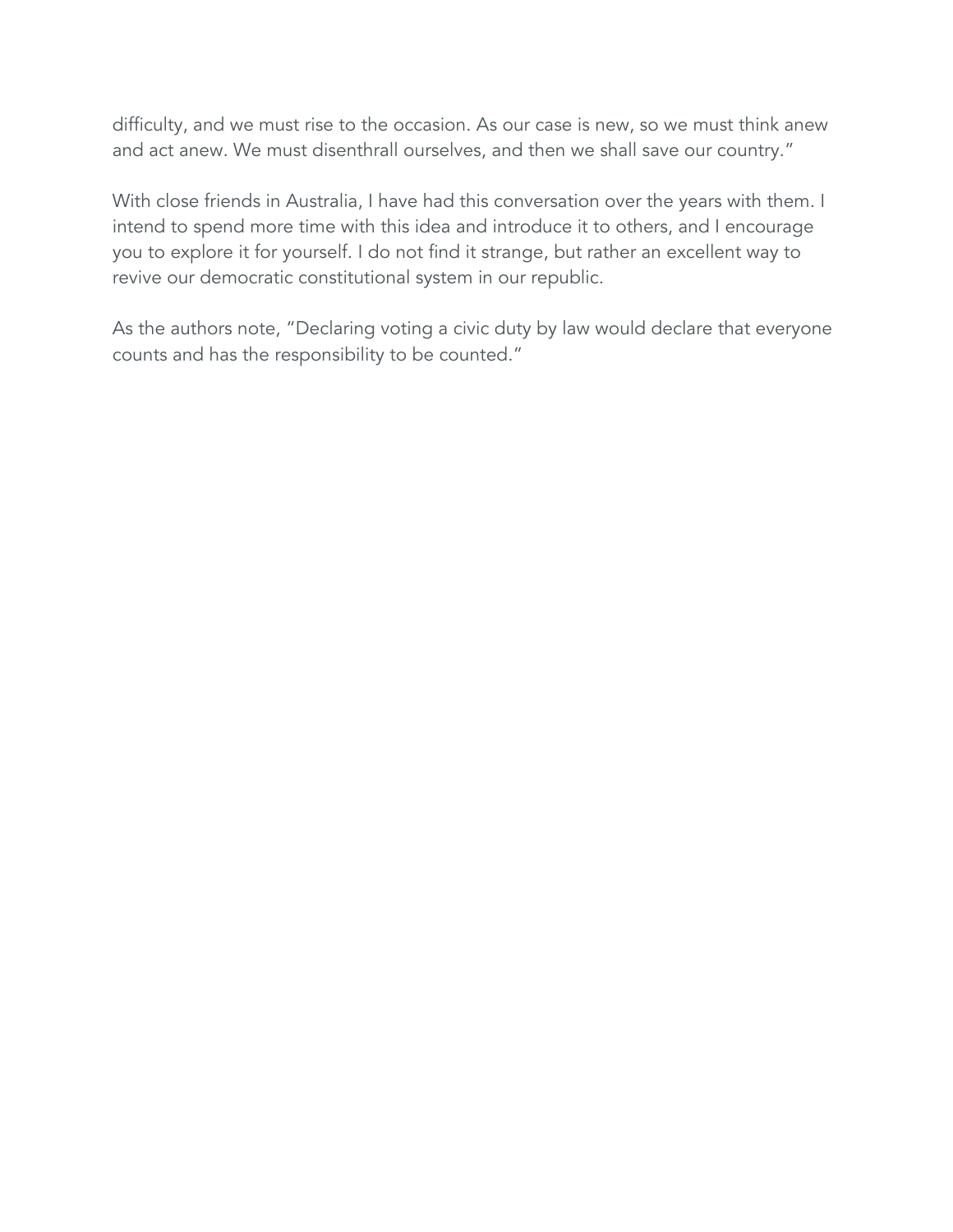difficulty, and we must rise to the occasion. As our case is new, so we must think anew and act anew. We must disenthrall ourselves, and then we shall save our country."

With close friends in Australia, I have had this conversation over the years with them. I intend to spend more time with this idea and introduce it to others, and I encourage you to explore it for yourself. I do not find it strange, but rather an excellent way to revive our democratic constitutional system in our republic.

As the authors note, "Declaring voting a civic duty by law would declare that everyone counts and has the responsibility to be counted."